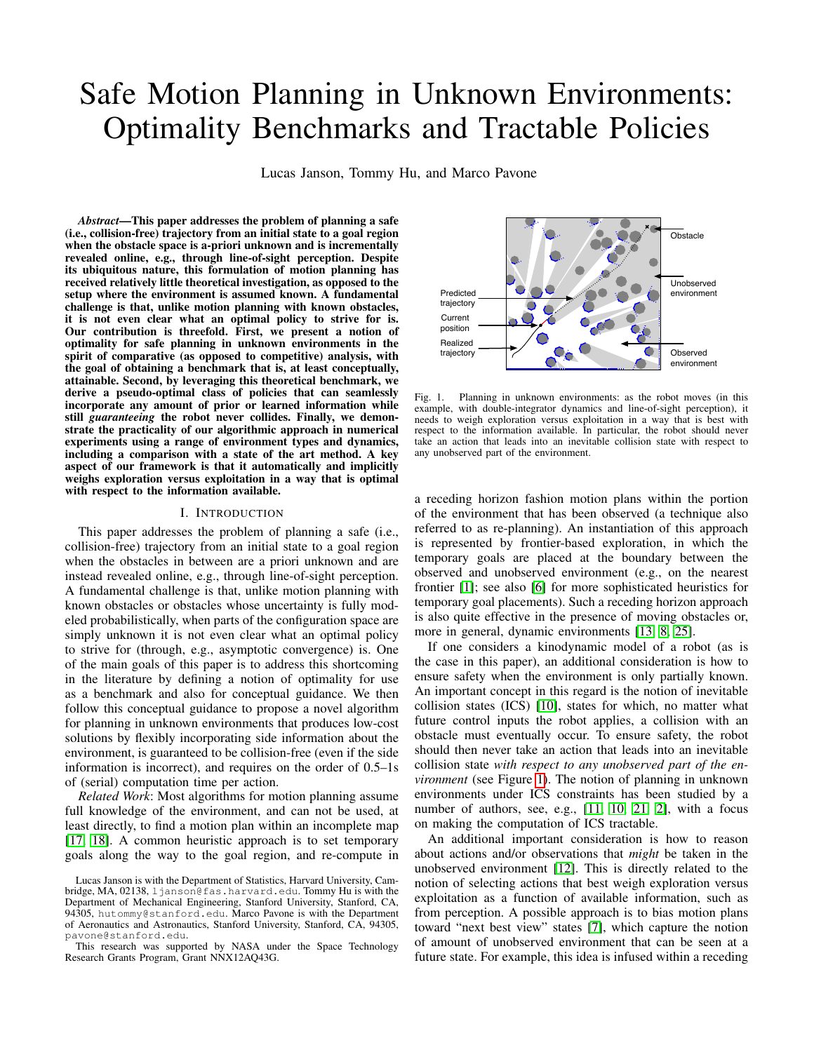# Safe Motion Planning in Unknown Environments: Optimality Benchmarks and Tractable Policies

Lucas Janson, Tommy Hu, and Marco Pavone

***Abstract*—This paper addresses the problem of planning a safe (i.e., collision-free) trajectory from an initial state to a goal region when the obstacle space is a-priori unknown and is incrementally revealed online, e.g., through line-of-sight perception. Despite its ubiquitous nature, this formulation of motion planning has received relatively little theoretical investigation, as opposed to the setup where the environment is assumed known. A fundamental challenge is that, unlike motion planning with known obstacles, it is not even clear what an optimal policy to strive for is. Our contribution is threefold. First, we present a notion of optimality for safe planning in unknown environments in the spirit of comparative (as opposed to competitive) analysis, with the goal of obtaining a benchmark that is, at least conceptually, attainable. Second, by leveraging this theoretical benchmark, we derive a pseudo-optimal class of policies that can seamlessly incorporate any amount of prior or learned information while still *guaranteeing* the robot never collides. Finally, we demonstrate the practicality of our algorithmic approach in numerical experiments using a range of environment types and dynamics, including a comparison with a state of the art method. A key aspect of our framework is that it automatically and implicitly weighs exploration versus exploitation in a way that is optimal with respect to the information available.**

## I. Introduction

This paper addresses the problem of planning a safe (i.e., collision-free) trajectory from an initial state to a goal region when the obstacles in between are a priori unknown and are instead revealed online, e.g., through line-of-sight perception. A fundamental challenge is that, unlike motion planning with known obstacles or obstacles whose uncertainty is fully modeled probabilistically, when parts of the configuration space are simply unknown it is not even clear what an optimal policy to strive for (through, e.g., asymptotic convergence) is. One of the main goals of this paper is to address this shortcoming in the literature by defining a notion of optimality for use as a benchmark and also for conceptual guidance. We then follow this conceptual guidance to propose a novel algorithm for planning in unknown environments that produces low-cost solutions by flexibly incorporating side information about the environment, is guaranteed to be collision-free (even if the side information is incorrect), and requires on the order of 0.5–1s of (serial) computation time per action.

*Related Work*: Most algorithms for motion planning assume full knowledge of the environment, and can not be used, at least directly, to find a motion plan within an incomplete map [17, 18]. A common heuristic approach is to set temporary goals along the way to the goal region, and re-compute in a receding horizon fashion motion plans within the portion of the environment that has been observed (a technique also referred to as re-planning). An instantiation of this approach is represented by frontier-based exploration, in which the temporary goals are placed at the boundary between the observed and unobserved environment (e.g., on the nearest frontier [1]; see also [6] for more sophisticated heuristics for temporary goal placements). Such a receding horizon approach is also quite effective in the presence of moving obstacles or, more in general, dynamic environments [13, 8, 25].

Fig. 1. Planning in unknown environments: as the robot moves (in this example, with double-integrator dynamics and line-of-sight perception), it needs to weigh exploration versus exploitation in a way that is best with respect to the information available. In particular, the robot should never take an action that leads into an inevitable collision state with respect to any unobserved part of the environment.

If one considers a kinodynamic model of a robot (as is the case in this paper), an additional consideration is how to ensure safety when the environment is only partially known. An important concept in this regard is the notion of inevitable collision states (ICS) [10], states for which, no matter what future control inputs the robot applies, a collision with an obstacle must eventually occur. To ensure safety, the robot should then never take an action that leads into an inevitable collision state *with respect to any unobserved part of the environment* (see Figure 1). The notion of planning in unknown environments under ICS constraints has been studied by a number of authors, see, e.g., [11, 10, 21, 2], with a focus on making the computation of ICS tractable.

An additional important consideration is how to reason about actions and/or observations that *might* be taken in the unobserved environment [12]. This is directly related to the notion of selecting actions that best weigh exploration versus exploitation as a function of available information, such as from perception. A possible approach is to bias motion plans toward "next best view" states [7], which capture the notion of amount of unobserved environment that can be seen at a future state. For example, this idea is infused within a receding

Lucas Janson is with the Department of Statistics, Harvard University, Cambridge, MA, 02138, ljanson@fas.harvard.edu. Tommy Hu is with the Department of Mechanical Engineering, Stanford University, Stanford, CA, 94305, hutommy@stanford.edu. Marco Pavone is with the Department of Aeronautics and Astronautics, Stanford University, Stanford, CA, 94305, pavone@stanford.edu.

This research was supported by NASA under the Space Technology Research Grants Program, Grant NNX12AQ43G.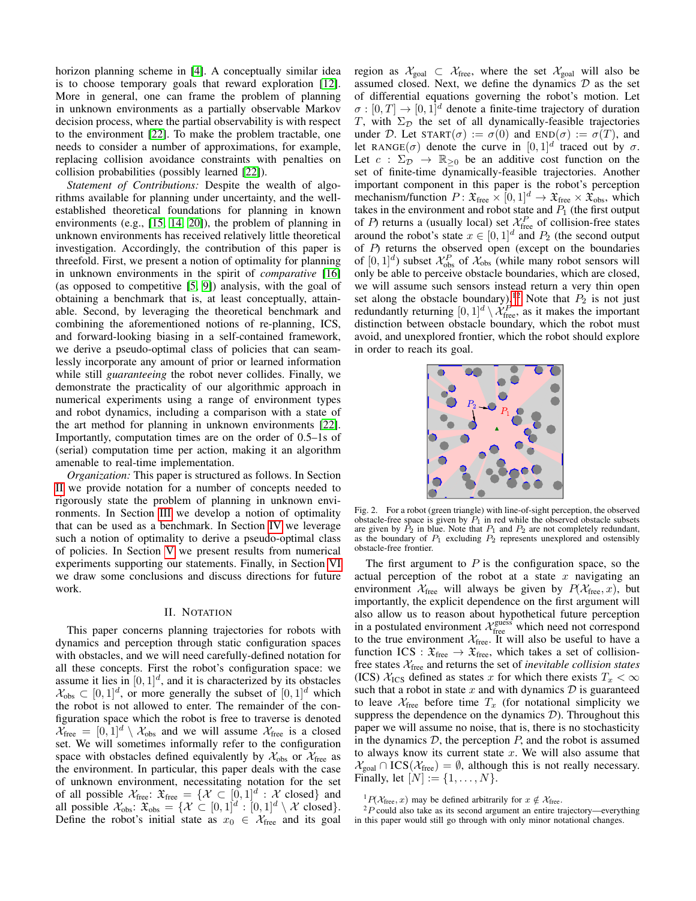horizon planning scheme in [4]. A conceptually similar idea is to choose temporary goals that reward exploration [12]. More in general, one can frame the problem of planning in unknown environments as a partially observable Markov decision process, where the partial observability is with respect to the environment [22]. To make the problem tractable, one needs to consider a number of approximations, for example, replacing collision avoidance constraints with penalties on collision probabilities (possibly learned [22]).

*Statement of Contributions:* Despite the wealth of algorithms available for planning under uncertainty, and the well-established theoretical foundations for planning in known environments (e.g., [15, 14, 20]), the problem of planning in unknown environments has received relatively little theoretical investigation. Accordingly, the contribution of this paper is threefold. First, we present a notion of optimality for planning in unknown environments in the spirit of *comparative* [16] (as opposed to competitive [5, 9]) analysis, with the goal of obtaining a benchmark that is, at least conceptually, attainable. Second, by leveraging the theoretical benchmark and combining the aforementioned notions of re-planning, ICS, and forward-looking biasing in a self-contained framework, we derive a pseudo-optimal class of policies that can seamlessly incorporate any amount of prior or learned information while still *guaranteeing* the robot never collides. Finally, we demonstrate the practicality of our algorithmic approach in numerical experiments using a range of environment types and robot dynamics, including a comparison with a state of the art method for planning in unknown environments [22]. Importantly, computation times are on the order of 0.5–1s of (serial) computation time per action, making it an algorithm amenable to real-time implementation.

*Organization:* This paper is structured as follows. In Section II we provide notation for a number of concepts needed to rigorously state the problem of planning in unknown environments. In Section III we develop a notion of optimality that can be used as a benchmark. In Section IV we leverage such a notion of optimality to derive a pseudo-optimal class of policies. In Section V we present results from numerical experiments supporting our statements. Finally, in Section VI we draw some conclusions and discuss directions for future work.

## II. Notation

This paper concerns planning trajectories for robots with dynamics and perception through static configuration spaces with obstacles, and we will need carefully-defined notation for all these concepts. First the robot's configuration space: we assume it lies in $[0,1]^d$, and it is characterized by its obstacles $\mathcal{X}_{\text{obs}} \subset [0,1]^d$, or more generally the subset of $[0,1]^d$ which the robot is not allowed to enter. The remainder of the configuration space which the robot is free to traverse is denoted $\mathcal{X}_{\text{free}} = [0,1]^d \setminus \mathcal{X}_{\text{obs}}$ and we will assume $\mathcal{X}_{\text{free}}$ is a closed set. We will sometimes informally refer to the configuration space with obstacles defined equivalently by $\mathcal{X}_{\text{obs}}$ or $\mathcal{X}_{\text{free}}$ as the environment. In particular, this paper deals with the case of unknown environment, necessitating notation for the set of all possible $\mathcal{X}_{\text{free}}$: $\mathfrak{X}_{\text{free}} = \{\mathcal{X} \subset [0,1]^d : \mathcal{X} \text{ closed}\}$ and all possible $\mathcal{X}_{\text{obs}}$: $\mathfrak{X}_{\text{obs}} = \{\mathcal{X} \subset [0,1]^d : [0,1]^d \setminus \mathcal{X} \text{ closed}\}$. Define the robot's initial state as $x_0 \in \mathcal{X}_{\text{free}}$ and its goal region as $\mathcal{X}_{\text{goal}} \subset \mathcal{X}_{\text{free}}$, where the set $\mathcal{X}_{\text{goal}}$ will also be assumed closed. Next, we define the dynamics $\mathcal{D}$ as the set of differential equations governing the robot's motion. Let $\sigma : [0,T] \to [0,1]^d$ denote a finite-time trajectory of duration $T$, with $\Sigma_{\mathcal{D}}$ the set of all dynamically-feasible trajectories under $\mathcal{D}$. Let $\text{START}(\sigma) := \sigma(0)$ and $\text{END}(\sigma) := \sigma(T)$, and let $\text{RANGE}(\sigma)$ denote the curve in $[0,1]^d$ traced out by $\sigma$. Let $c : \Sigma_{\mathcal{D}} \to \mathbb{R}_{\geq 0}$ be an additive cost function on the set of finite-time dynamically-feasible trajectories. Another important component in this paper is the robot's perception mechanism/function $P : \mathfrak{X}_{\text{free}} \times [0,1]^d \to \mathfrak{X}_{\text{free}} \times \mathfrak{X}_{\text{obs}}$, which takes in the environment and robot state and $P_1$ (the first output of $P$) returns a (usually local) set $\mathcal{X}_{\text{free}}^P$ of collision-free states around the robot's state $x \in [0,1]^d$ and $P_2$ (the second output of $P$) returns the observed open (except on the boundaries of $[0,1]^d$) subset $\mathcal{X}_{\text{obs}}^P$ of $\mathcal{X}_{\text{obs}}$ (while many robot sensors will only be able to perceive obstacle boundaries, which are closed, we will assume such sensors instead return a very thin open set along the obstacle boundary).[1,2] Note that $P_2$ is not just redundantly returning $[0,1]^d \setminus \mathcal{X}_{\text{free}}^P$, as it makes the important distinction between obstacle boundary, which the robot must avoid, and unexplored frontier, which the robot should explore in order to reach its goal.

Fig. 2. For a robot (green triangle) with line-of-sight perception, the observed obstacle-free space is given by $P_1$ in red while the observed obstacle subsets are given by $P_2$ in blue. Note that $P_1$ and $P_2$ are not completely redundant, as the boundary of $P_1$ excluding $P_2$ represents unexplored and ostensibly obstacle-free frontier.

The first argument to $P$ is the configuration space, so the actual perception of the robot at a state $x$ navigating an environment $\mathcal{X}_{\text{free}}$ will always be given by $P(\mathcal{X}_{\text{free}}, x)$, but importantly, the explicit dependence on the first argument will also allow us to reason about hypothetical future perception in a postulated environment $\mathcal{X}_{\text{free}}^{\text{guess}}$ which need not correspond to the true environment $\mathcal{X}_{\text{free}}$. It will also be useful to have a function $\text{ICS} : \mathfrak{X}_{\text{free}} \to \mathfrak{X}_{\text{free}}$, which takes a set of collision-free states $\mathcal{X}_{\text{free}}$ and returns the set of *inevitable collision states* (ICS) $\mathcal{X}_{\text{ICS}}$ defined as states $x$ for which there exists $T_x < \infty$ such that a robot in state $x$ and with dynamics $\mathcal{D}$ is guaranteed to leave $\mathcal{X}_{\text{free}}$ before time $T_x$ (for notational simplicity we suppress the dependence on the dynamics $\mathcal{D}$). Throughout this paper we will assume no noise, that is, there is no stochasticity in the dynamics $\mathcal{D}$, the perception $P$, and the robot is assumed to always know its current state $x$. We will also assume that $\mathcal{X}_{\text{goal}} \cap \text{ICS}(\mathcal{X}_{\text{free}}) = \emptyset$, although this is not really necessary. Finally, let $[N] := \{1, \ldots, N\}$.

[1] $P(\mathcal{X}_{\text{free}}, x)$ may be defined arbitrarily for $x \notin \mathcal{X}_{\text{free}}$.

[2] $P$ could also take as its second argument an entire trajectory—everything in this paper would still go through with only minor notational changes.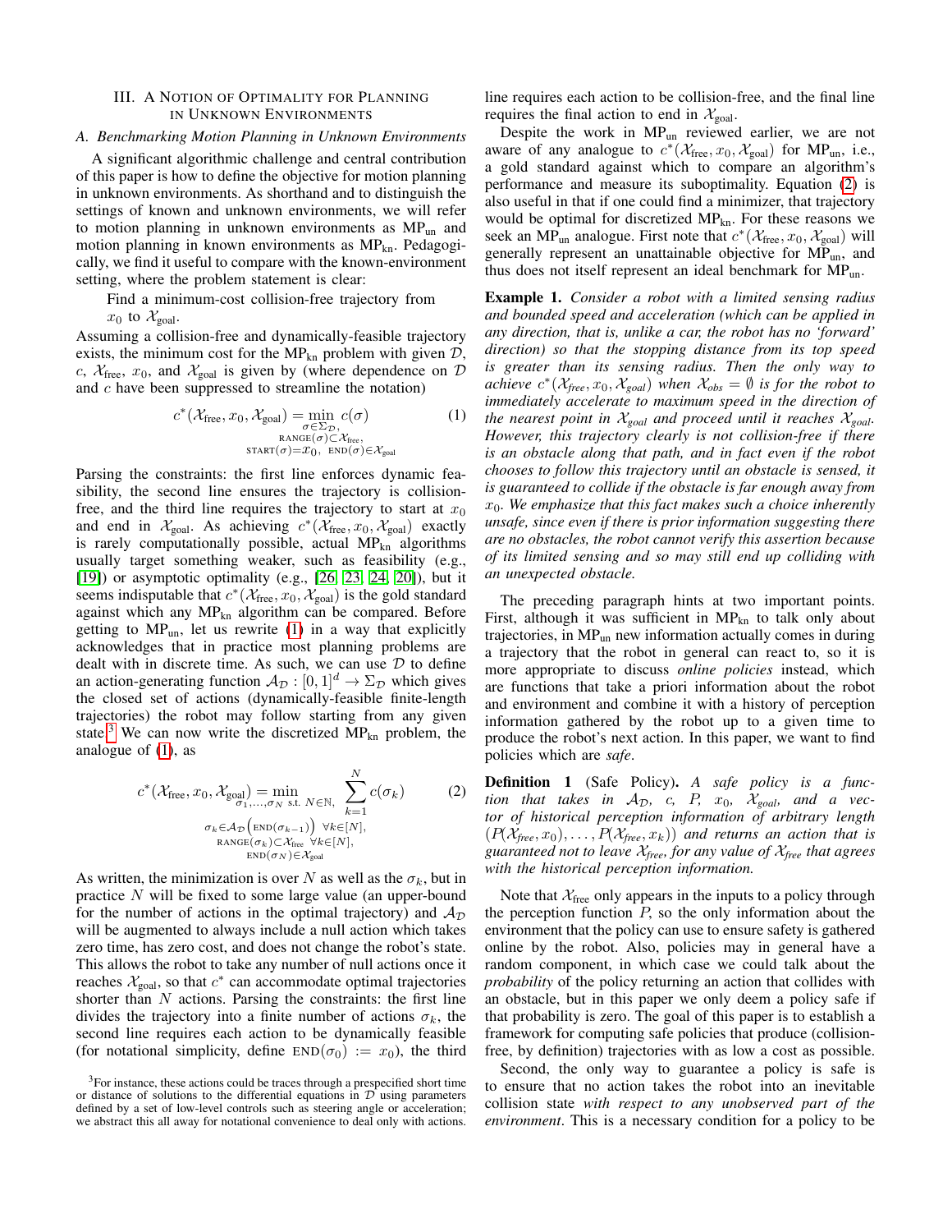## III. A Notion of Optimality for Planning in Unknown Environments

### A. Benchmarking Motion Planning in Unknown Environments

A significant algorithmic challenge and central contribution of this paper is how to define the objective for motion planning in unknown environments. As shorthand and to distinguish the settings of known and unknown environments, we will refer to motion planning in unknown environments as $\text{MP}_{\text{un}}$ and motion planning in known environments as $\text{MP}_{\text{kn}}$. Pedagogically, we find it useful to compare with the known-environment setting, where the problem statement is clear:

Find a minimum-cost collision-free trajectory from $x_0$ to $\mathcal{X}_{\text{goal}}$.

Assuming a collision-free and dynamically-feasible trajectory exists, the minimum cost for the $\text{MP}_{\text{kn}}$ problem with given $\mathcal{D}$, $c$, $\mathcal{X}_{\text{free}}$, $x_0$, and $\mathcal{X}_{\text{goal}}$ is given by (where dependence on $\mathcal{D}$ and $c$ have been suppressed to streamline the notation)

$$c^*(\mathcal{X}_{\text{free}}, x_0, \mathcal{X}_{\text{goal}}) = \min_{\substack{\sigma \in \Sigma_{\mathcal{D}},\\ \text{RANGE}(\sigma) \subset \mathcal{X}_{\text{free}},\\ \text{START}(\sigma) = x_0,\ \ \text{END}(\sigma) \in \mathcal{X}_{\text{goal}}}} c(\sigma) \tag{1}$$

Parsing the constraints: the first line enforces dynamic feasibility, the second line ensures the trajectory is collision-free, and the third line requires the trajectory to start at $x_0$ and end in $\mathcal{X}_{\text{goal}}$. As achieving $c^*(\mathcal{X}_{\text{free}}, x_0, \mathcal{X}_{\text{goal}})$ exactly is rarely computationally possible, actual $\text{MP}_{\text{kn}}$ algorithms usually target something weaker, such as feasibility (e.g., [19]) or asymptotic optimality (e.g., [26, 23, 24, 20]), but it seems indisputable that $c^*(\mathcal{X}_{\text{free}}, x_0, \mathcal{X}_{\text{goal}})$ is the gold standard against which any $\text{MP}_{\text{kn}}$ algorithm can be compared. Before getting to $\text{MP}_{\text{un}}$, let us rewrite (1) in a way that explicitly acknowledges that in practice most planning problems are dealt with in discrete time. As such, we can use $\mathcal{D}$ to define an action-generating function $\mathcal{A}_{\mathcal{D}} : [0,1]^d \rightarrow \Sigma_{\mathcal{D}}$ which gives the closed set of actions (dynamically-feasible finite-length trajectories) the robot may follow starting from any given state.[3] We can now write the discretized $\text{MP}_{\text{kn}}$ problem, the analogue of (1), as

$$c^*(\mathcal{X}_{\text{free}}, x_0, \mathcal{X}_{\text{goal}}) = \min_{\substack{\sigma_1, \ldots, \sigma_N \text{ s.t. } N \in \mathbb{N},\\ \sigma_k \in \mathcal{A}_{\mathcal{D}}\left(\text{END}(\sigma_{k-1})\right)\ \forall k \in [N],\\ \text{RANGE}(\sigma_k) \subset \mathcal{X}_{\text{free}}\ \ \forall k \in [N],\\ \text{END}(\sigma_N) \in \mathcal{X}_{\text{goal}}}} \sum_{k=1}^{N} c(\sigma_k) \tag{2}$$

As written, the minimization is over $N$ as well as the $\sigma_k$, but in practice $N$ will be fixed to some large value (an upper-bound for the number of actions in the optimal trajectory) and $\mathcal{A}_{\mathcal{D}}$ will be augmented to always include a null action which takes zero time, has zero cost, and does not change the robot's state. This allows the robot to take any number of null actions once it reaches $\mathcal{X}_{\text{goal}}$, so that $c^*$ can accommodate optimal trajectories shorter than $N$ actions. Parsing the constraints: the first line divides the trajectory into a finite number of actions $\sigma_k$, the second line requires each action to be dynamically feasible (for notational simplicity, define $\text{END}(\sigma_0) := x_0$), the third line requires each action to be collision-free, and the final line requires the final action to end in $\mathcal{X}_{\text{goal}}$.

Despite the work in $\text{MP}_{\text{un}}$ reviewed earlier, we are not aware of any analogue to $c^*(\mathcal{X}_{\text{free}}, x_0, \mathcal{X}_{\text{goal}})$ for $\text{MP}_{\text{un}}$, i.e., a gold standard against which to compare an algorithm's performance and measure its suboptimality. Equation (2) is also useful in that if one could find a minimizer, that trajectory would be optimal for discretized $\text{MP}_{\text{kn}}$. For these reasons we seek an $\text{MP}_{\text{un}}$ analogue. First note that $c^*(\mathcal{X}_{\text{free}}, x_0, \mathcal{X}_{\text{goal}})$ will generally represent an unattainable objective for $\text{MP}_{\text{un}}$, and thus does not itself represent an ideal benchmark for $\text{MP}_{\text{un}}$.

**Example 1.** *Consider a robot with a limited sensing radius and bounded speed and acceleration (which can be applied in any direction, that is, unlike a car, the robot has no 'forward' direction) so that the stopping distance from its top speed is greater than its sensing radius. Then the only way to achieve $c^*(\mathcal{X}_{free}, x_0, \mathcal{X}_{goal})$ when $\mathcal{X}_{obs} = \emptyset$ is for the robot to immediately accelerate to maximum speed in the direction of the nearest point in $\mathcal{X}_{goal}$ and proceed until it reaches $\mathcal{X}_{goal}$. However, this trajectory clearly is not collision-free if there is an obstacle along that path, and in fact even if the robot chooses to follow this trajectory until an obstacle is sensed, it is guaranteed to collide if the obstacle is far enough away from $x_0$. We emphasize that this fact makes such a choice inherently unsafe, since even if there is prior information suggesting there are no obstacles, the robot cannot verify this assertion because of its limited sensing and so may still end up colliding with an unexpected obstacle.*

The preceding paragraph hints at two important points. First, although it was sufficient in $\text{MP}_{\text{kn}}$ to talk only about trajectories, in $\text{MP}_{\text{un}}$ new information actually comes in during a trajectory that the robot in general can react to, so it is more appropriate to discuss *online policies* instead, which are functions that take a priori information about the robot and environment and combine it with a history of perception information gathered by the robot up to a given time to produce the robot's next action. In this paper, we want to find policies which are *safe*.

**Definition 1** (Safe Policy). *A safe policy is a function that takes in $\mathcal{A}_{\mathcal{D}}$, $c$, $P$, $x_0$, $\mathcal{X}_{goal}$, and a vector of historical perception information of arbitrary length $(P(\mathcal{X}_{free}, x_0), \ldots, P(\mathcal{X}_{free}, x_k))$ and returns an action that is guaranteed not to leave $\mathcal{X}_{free}$, for any value of $\mathcal{X}_{free}$ that agrees with the historical perception information.*

Note that $\mathcal{X}_{\text{free}}$ only appears in the inputs to a policy through the perception function $P$, so the only information about the environment that the policy can use to ensure safety is gathered online by the robot. Also, policies may in general have a random component, in which case we could talk about the *probability* of the policy returning an action that collides with an obstacle, but in this paper we only deem a policy safe if that probability is zero. The goal of this paper is to establish a framework for computing safe policies that produce (collision-free, by definition) trajectories with as low a cost as possible.

Second, the only way to guarantee a policy is safe is to ensure that no action takes the robot into an inevitable collision state *with respect to any unobserved part of the environment*. This is a necessary condition for a policy to be

[3] For instance, these actions could be traces through a prespecified short time or distance of solutions to the differential equations in $\mathcal{D}$ using parameters defined by a set of low-level controls such as steering angle or acceleration; we abstract this all away for notational convenience to deal only with actions.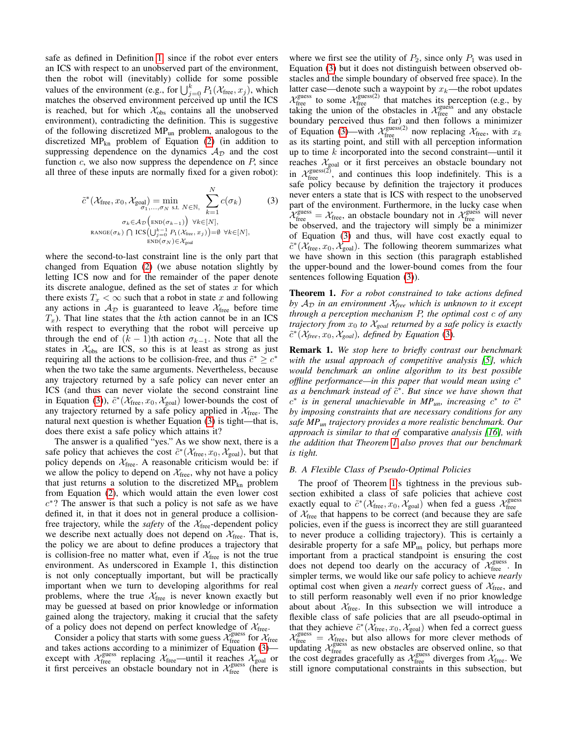safe as defined in Definition 1, since if the robot ever enters an ICS with respect to an unobserved part of the environment, then the robot will (inevitably) collide for some possible values of the environment (e.g., for $\bigcup_{j=0}^{k} P_1(\mathcal{X}_{\text{free}}, x_j)$, which matches the observed environment perceived up until the ICS is reached, but for which $\mathcal{X}_{\text{obs}}$ contains all the unobserved environment), contradicting the definition. This is suggestive of the following discretized $\text{MP}_{\text{un}}$ problem, analogous to the discretized $\text{MP}_{\text{kn}}$ problem of Equation (2) (in addition to suppressing dependence on the dynamics $\mathcal{A}_{\mathcal{D}}$ and the cost function $c$, we also now suppress the dependence on $P$, since all three of these inputs are normally fixed for a given robot):

$$\tilde{c}^*(\mathcal{X}_{\text{free}}, x_0, \mathcal{X}_{\text{goal}}) = \min_{\sigma_1,\ldots,\sigma_N \text{ s.t. } N\in\mathbb{N},} \sum_{k=1}^{N} c(\sigma_k) \tag{3}$$
$$\sigma_k \in \mathcal{A}_{\mathcal{D}}\big(\text{END}(\sigma_{k-1})\big)\ \forall k\in[N],$$
$$\text{RANGE}(\sigma_k) \bigcap \text{ICS}\big(\textstyle\bigcup_{j=0}^{k-1} P_1(\mathcal{X}_{\text{free}}, x_j)\big) = \emptyset\ \forall k\in[N],$$
$$\text{END}(\sigma_N)\in\mathcal{X}_{\text{goal}}$$

where the second-to-last constraint line is the only part that changed from Equation (2) (we abuse notation slightly by letting ICS now and for the remainder of the paper denote its discrete analogue, defined as the set of states $x$ for which there exists $T_x < \infty$ such that a robot in state $x$ and following any actions in $\mathcal{A}_{\mathcal{D}}$ is guaranteed to leave $\mathcal{X}_{\text{free}}$ before time $T_x$). That line states that the $k$th action cannot be in an ICS with respect to everything that the robot will perceive up through the end of $(k-1)$th action $\sigma_{k-1}$. Note that all the states in $\mathcal{X}_{\text{obs}}$ are ICS, so this is at least as strong as just requiring all the actions to be collision-free, and thus $\tilde{c}^* \geq c^*$ when the two take the same arguments. Nevertheless, because any trajectory returned by a safe policy can never enter an ICS (and thus can never violate the second constraint line in Equation (3)), $\tilde{c}^*(\mathcal{X}_{\text{free}}, x_0, \mathcal{X}_{\text{goal}})$ lower-bounds the cost of any trajectory returned by a safe policy applied in $\mathcal{X}_{\text{free}}$. The natural next question is whether Equation (3) is tight—that is, does there exist a safe policy which attains it?

The answer is a qualified "yes." As we show next, there is a safe policy that achieves the cost $\tilde{c}^*(\mathcal{X}_{\text{free}}, x_0, \mathcal{X}_{\text{goal}})$, but that policy depends on $\mathcal{X}_{\text{free}}$. A reasonable criticism would be: if we allow the policy to depend on $\mathcal{X}_{\text{free}}$, why not have a policy that just returns a solution to the discretized $\text{MP}_{\text{kn}}$ problem from Equation (2), which would attain the even lower cost $c^*$? The answer is that such a policy is not safe as we have defined it, in that it does not in general produce a collision-free trajectory, while the *safety* of the $\mathcal{X}_{\text{free}}$-dependent policy we describe next actually does not depend on $\mathcal{X}_{\text{free}}$. That is, the policy we are about to define produces a trajectory that is collision-free no matter what, even if $\mathcal{X}_{\text{free}}$ is not the true environment. As underscored in Example 1, this distinction is not only conceptually important, but will be practically important when we turn to developing algorithms for real problems, where the true $\mathcal{X}_{\text{free}}$ is never known exactly but may be guessed at based on prior knowledge or information gained along the trajectory, making it crucial that the safety of a policy does not depend on perfect knowledge of $\mathcal{X}_{\text{free}}$.

Consider a policy that starts with some guess $\mathcal{X}_{\text{free}}^{\text{guess}}$ for $\mathcal{X}_{\text{free}}$ and takes actions according to a minimizer of Equation (3)—except with $\mathcal{X}_{\text{free}}^{\text{guess}}$ replacing $\mathcal{X}_{\text{free}}$—until it reaches $\mathcal{X}_{\text{goal}}$ or it first perceives an obstacle boundary not in $\mathcal{X}_{\text{free}}^{\text{guess}}$ (here is where we first see the utility of $P_2$, since only $P_1$ was used in Equation (3) but it does not distinguish between observed obstacles and the simple boundary of observed free space). In the latter case—denote such a waypoint by $x_k$—the robot updates $\mathcal{X}_{\text{free}}^{\text{guess}}$ to some $\mathcal{X}_{\text{free}}^{\text{guess(2)}}$ that matches its perception (e.g., by taking the union of the obstacles in $\mathcal{X}_{\text{free}}^{\text{guess}}$ and any obstacle boundary perceived thus far) and then follows a minimizer of Equation (3)—with $\mathcal{X}_{\text{free}}^{\text{guess(2)}}$ now replacing $\mathcal{X}_{\text{free}}$, with $x_k$ as its starting point, and still with all perception information up to time $k$ incorporated into the second constraint—until it reaches $\mathcal{X}_{\text{goal}}$ or it first perceives an obstacle boundary not in $\mathcal{X}_{\text{free}}^{\text{guess(2)}}$, and continues this loop indefinitely. This is a safe policy because by definition the trajectory it produces never enters a state that is ICS with respect to the unobserved part of the environment. Furthermore, in the lucky case when $\mathcal{X}_{\text{free}}^{\text{guess}} = \mathcal{X}_{\text{free}}$, an obstacle boundary not in $\mathcal{X}_{\text{free}}^{\text{guess}}$ will never be observed, and the trajectory will simply be a minimizer of Equation (3) and thus, will have cost exactly equal to $\tilde{c}^*(\mathcal{X}_{\text{free}}, x_0, \mathcal{X}_{\text{goal}})$. The following theorem summarizes what we have shown in this section (this paragraph established the upper-bound and the lower-bound comes from the four sentences following Equation (3)).

**Theorem 1.** *For a robot constrained to take actions defined by $\mathcal{A}_{\mathcal{D}}$ in an environment $\mathcal{X}_{\text{free}}$ which is unknown to it except through a perception mechanism $P$, the optimal cost $c$ of any trajectory from $x_0$ to $\mathcal{X}_{\text{goal}}$ returned by a safe policy is exactly $\tilde{c}^*(\mathcal{X}_{\text{free}}, x_0, \mathcal{X}_{\text{goal}})$, defined by Equation (3).*

**Remark 1.** *We stop here to briefly contrast our benchmark with the usual approach of competitive analysis [5], which would benchmark an online algorithm to its best possible offline performance—in this paper that would mean using $c^*$ as a benchmark instead of $\tilde{c}^*$. But since we have shown that $c^*$ is in general unachievable in $\text{MP}_{un}$, increasing $c^*$ to $\tilde{c}^*$ by imposing constraints that are necessary conditions for any safe $\text{MP}_{un}$ trajectory provides a more realistic benchmark. Our approach is similar to that of* comparative *analysis [16], with the addition that Theorem 1 also proves that our benchmark is tight.*

### *B. A Flexible Class of Pseudo-Optimal Policies*

The proof of Theorem 1's tightness in the previous subsection exhibited a class of safe policies that achieve cost exactly equal to $\tilde{c}^*(\mathcal{X}_{\text{free}}, x_0, \mathcal{X}_{\text{goal}})$ when fed a guess $\mathcal{X}_{\text{free}}^{\text{guess}}$ of $\mathcal{X}_{\text{free}}$ that happens to be correct (and because they are safe policies, even if the guess is incorrect they are still guaranteed to never produce a colliding trajectory). This is certainly a desirable property for a safe $\text{MP}_{\text{un}}$ policy, but perhaps more important from a practical standpoint is ensuring the cost does not depend too dearly on the accuracy of $\mathcal{X}_{\text{free}}^{\text{guess}}$. In simpler terms, we would like our safe policy to achieve *nearly* optimal cost when given a *nearly* correct guess of $\mathcal{X}_{\text{free}}$, and to still perform reasonably well even if no prior knowledge about about $\mathcal{X}_{\text{free}}$. In this subsection we will introduce a flexible class of safe policies that are all pseudo-optimal in that they achieve $\tilde{c}^*(\mathcal{X}_{\text{free}}, x_0, \mathcal{X}_{\text{goal}})$ when fed a correct guess $\mathcal{X}_{\text{free}}^{\text{guess}} = \mathcal{X}_{\text{free}}$, but also allows for more clever methods of updating $\mathcal{X}_{\text{free}}^{\text{guess}}$ as new obstacles are observed online, so that the cost degrades gracefully as $\mathcal{X}_{\text{free}}^{\text{guess}}$ diverges from $\mathcal{X}_{\text{free}}$. We still ignore computational constraints in this subsection, but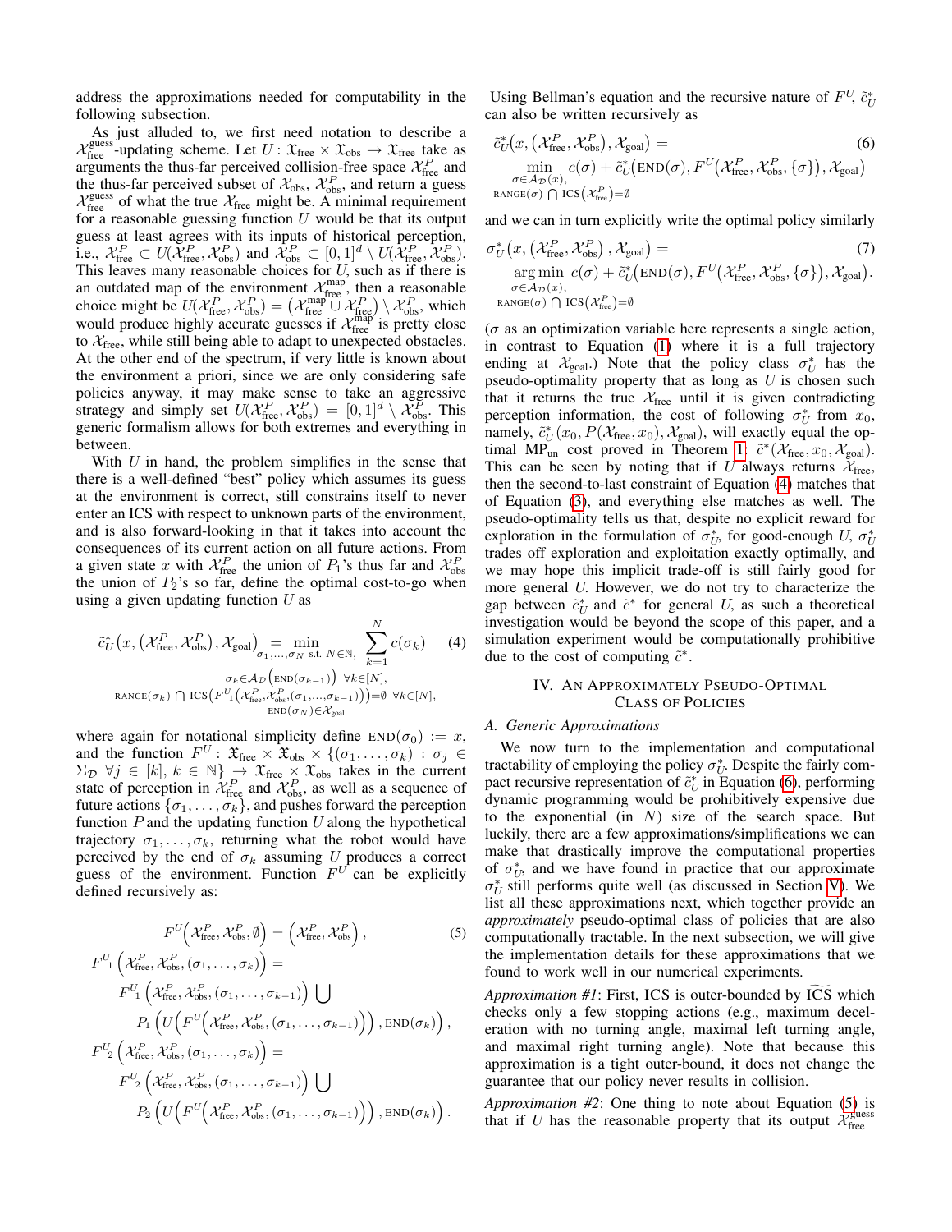address the approximations needed for computability in the following subsection.

As just alluded to, we first need notation to describe a $\mathcal{X}_{\text{free}}^{\text{guess}}$-updating scheme. Let $U : \mathfrak{X}_{\text{free}} \times \mathfrak{X}_{\text{obs}} \to \mathfrak{X}_{\text{free}}$ take as arguments the thus-far perceived collision-free space $\mathcal{X}_{\text{free}}^P$ and the thus-far perceived subset of $\mathcal{X}_{\text{obs}}$, $\mathcal{X}_{\text{obs}}^P$, and return a guess $\mathcal{X}_{\text{free}}^{\text{guess}}$ of what the true $\mathcal{X}_{\text{free}}$ might be. A minimal requirement for a reasonable guessing function $U$ would be that its output guess at least agrees with its inputs of historical perception, i.e., $\mathcal{X}_{\text{free}}^P \subset U(\mathcal{X}_{\text{free}}^P, \mathcal{X}_{\text{obs}}^P)$ and $\mathcal{X}_{\text{obs}}^P \subset [0,1]^d \setminus U(\mathcal{X}_{\text{free}}^P, \mathcal{X}_{\text{obs}}^P)$. This leaves many reasonable choices for $U$, such as if there is an outdated map of the environment $\mathcal{X}_{\text{free}}^{\text{map}}$, then a reasonable choice might be $U(\mathcal{X}_{\text{free}}^P, \mathcal{X}_{\text{obs}}^P) = \left(\mathcal{X}_{\text{free}}^{\text{map}} \cup \mathcal{X}_{\text{free}}^P\right) \setminus \mathcal{X}_{\text{obs}}^P$, which would produce highly accurate guesses if $\mathcal{X}_{\text{free}}^{\text{map}}$ is pretty close to $\mathcal{X}_{\text{free}}$, while still being able to adapt to unexpected obstacles. At the other end of the spectrum, if very little is known about the environment a priori, since we are only considering safe policies anyway, it may make sense to take an aggressive strategy and simply set $U(\mathcal{X}_{\text{free}}^P, \mathcal{X}_{\text{obs}}^P) = [0,1]^d \setminus \mathcal{X}_{\text{obs}}^P$. This generic formalism allows for both extremes and everything in between.

With $U$ in hand, the problem simplifies in the sense that there is a well-defined "best" policy which assumes its guess at the environment is correct, still constrains itself to never enter an ICS with respect to unknown parts of the environment, and is also forward-looking in that it takes into account the consequences of its current action on all future actions. From a given state $x$ with $\mathcal{X}_{\text{free}}^P$ the union of $P_1$'s thus far and $\mathcal{X}_{\text{obs}}^P$ the union of $P_2$'s so far, define the optimal cost-to-go when using a given updating function $U$ as

$$
\tilde{c}_U^*\left(x, \left(\mathcal{X}_{\text{free}}^P, \mathcal{X}_{\text{obs}}^P\right), \mathcal{X}_{\text{goal}}\right) = \min_{\substack{\sigma_1,\ldots,\sigma_N \text{ s.t. } N\in\mathbb{N}, \\ \sigma_k \in \mathcal{A}_{\mathcal{D}}\left(\text{END}(\sigma_{k-1})\right) \ \forall k\in[N], \\ \text{RANGE}(\sigma_k) \,\cap\, \text{ICS}\left(F^U_1\left(\mathcal{X}_{\text{free}}^P, \mathcal{X}_{\text{obs}}^P, (\sigma_1,\ldots,\sigma_{k-1})\right)\right) = \emptyset \ \forall k \in [N], \\ \text{END}(\sigma_N)\in\mathcal{X}_{\text{goal}}}} \sum_{k=1}^{N} c(\sigma_k) \tag{4}
$$

where again for notational simplicity define $\text{END}(\sigma_0) := x$, and the function $F^U : \mathfrak{X}_{\text{free}} \times \mathfrak{X}_{\text{obs}} \times \{(\sigma_1, \ldots, \sigma_k) : \sigma_j \in \Sigma_{\mathcal{D}} \ \forall j \in [k], \, k \in \mathbb{N}\} \to \mathfrak{X}_{\text{free}} \times \mathfrak{X}_{\text{obs}}$ takes in the current state of perception in $\mathcal{X}_{\text{free}}^P$ and $\mathcal{X}_{\text{obs}}^P$, as well as a sequence of future actions $\{\sigma_1, \ldots, \sigma_k\}$, and pushes forward the perception function $P$ and the updating function $U$ along the hypothetical trajectory $\sigma_1, \ldots, \sigma_k$, returning what the robot would have perceived by the end of $\sigma_k$ assuming $U$ produces a correct guess of the environment. Function $F^U$ can be explicitly defined recursively as:

$$
\begin{aligned}
F^U\Big(\mathcal{X}_{\text{free}}^P, \mathcal{X}_{\text{obs}}^P, \emptyset\Big) &= \left(\mathcal{X}_{\text{free}}^P, \mathcal{X}_{\text{obs}}^P\right), \\
F^U_1\left(\mathcal{X}_{\text{free}}^P, \mathcal{X}_{\text{obs}}^P, (\sigma_1, \ldots, \sigma_k)\right) &= \\
F^U_1\left(\mathcal{X}_{\text{free}}^P, \mathcal{X}_{\text{obs}}^P, (\sigma_1, \ldots, \sigma_{k-1})\right) &\bigcup \\
P_1\left(U\left(F^U\Big(\mathcal{X}_{\text{free}}^P, \mathcal{X}_{\text{obs}}^P, (\sigma_1, \ldots, \sigma_{k-1})\Big)\right), \text{END}(\sigma_k)\right)&, \\
F^U_2\left(\mathcal{X}_{\text{free}}^P, \mathcal{X}_{\text{obs}}^P, (\sigma_1, \ldots, \sigma_k)\right) &= \\
F^U_2\left(\mathcal{X}_{\text{free}}^P, \mathcal{X}_{\text{obs}}^P, (\sigma_1, \ldots, \sigma_{k-1})\right) &\bigcup \\
P_2\left(U\left(F^U\Big(\mathcal{X}_{\text{free}}^P, \mathcal{X}_{\text{obs}}^P, (\sigma_1, \ldots, \sigma_{k-1})\Big)\right), \text{END}(\sigma_k)\right)&.
\end{aligned} \tag{5}
$$

Using Bellman's equation and the recursive nature of $F^U$, $\tilde{c}_U^*$ can also be written recursively as

$$
\tilde{c}_U^*\big(x, \left(\mathcal{X}_{\text{free}}^P, \mathcal{X}_{\text{obs}}^P\right), \mathcal{X}_{\text{goal}}\big) = \min_{\substack{\sigma\in\mathcal{A}_{\mathcal{D}}(x), \\ \text{RANGE}(\sigma) \,\cap\, \text{ICS}\left(\mathcal{X}_{\text{free}}^P\right) = \emptyset}} c(\sigma) + \tilde{c}_U^*\big(\text{END}(\sigma), F^U\big(\mathcal{X}_{\text{free}}^P, \mathcal{X}_{\text{obs}}^P, \{\sigma\}\big), \mathcal{X}_{\text{goal}}\big) \tag{6}
$$

and we can in turn explicitly write the optimal policy similarly

$$
\sigma_U^*\big(x, \left(\mathcal{X}_{\text{free}}^P, \mathcal{X}_{\text{obs}}^P\right), \mathcal{X}_{\text{goal}}\big) = \operatorname*{arg\,min}_{\substack{\sigma\in\mathcal{A}_{\mathcal{D}}(x), \\ \text{RANGE}(\sigma) \,\cap\, \text{ICS}\left(\mathcal{X}_{\text{free}}^P\right) = \emptyset}} c(\sigma) + \tilde{c}_U^*\big(\text{END}(\sigma), F^U\big(\mathcal{X}_{\text{free}}^P, \mathcal{X}_{\text{obs}}^P, \{\sigma\}\big), \mathcal{X}_{\text{goal}}\big). \tag{7}
$$

($\sigma$ as an optimization variable here represents a single action, in contrast to Equation (1) where it is a full trajectory ending at $\mathcal{X}_{\text{goal}}$.) Note that the policy class $\sigma_U^*$ has the pseudo-optimality property that as long as $U$ is chosen such that it returns the true $\mathcal{X}_{\text{free}}$ until it is given contradicting perception information, the cost of following $\sigma_U^*$ from $x_0$, namely, $\tilde{c}_U^*(x_0, P(\mathcal{X}_{\text{free}}, x_0), \mathcal{X}_{\text{goal}})$, will exactly equal the optimal $\text{MP}_{\text{un}}$ cost proved in Theorem 1: $\tilde{c}^*(\mathcal{X}_{\text{free}}, x_0, \mathcal{X}_{\text{goal}})$. This can be seen by noting that if $U$ always returns $\mathcal{X}_{\text{free}}$, then the second-to-last constraint of Equation (4) matches that of Equation (3), and everything else matches as well. The pseudo-optimality tells us that, despite no explicit reward for exploration in the formulation of $\sigma_U^*$, for good-enough $U$, $\sigma_U^*$ trades off exploration and exploitation exactly optimally, and we may hope this implicit trade-off is still fairly good for more general $U$. However, we do not try to characterize the gap between $\tilde{c}_U^*$ and $\tilde{c}^*$ for general $U$, as such a theoretical investigation would be beyond the scope of this paper, and a simulation experiment would be computationally prohibitive due to the cost of computing $\tilde{c}^*$.

## IV. An Approximately Pseudo-Optimal Class of Policies

### A. Generic Approximations

We now turn to the implementation and computational tractability of employing the policy $\sigma_U^*$. Despite the fairly compact recursive representation of $\tilde{c}_U^*$ in Equation (6), performing dynamic programming would be prohibitively expensive due to the exponential (in $N$) size of the search space. But luckily, there are a few approximations/simplifications we can make that drastically improve the computational properties of $\sigma_U^*$, and we have found in practice that our approximate $\sigma_U^*$ still performs quite well (as discussed in Section V). We list all these approximations next, which together provide an *approximately* pseudo-optimal class of policies that are also computationally tractable. In the next subsection, we will give the implementation details for these approximations that we found to work well in our numerical experiments.

*Approximation #1*: First, ICS is outer-bounded by $\widetilde{\text{ICS}}$ which checks only a few stopping actions (e.g., maximum deceleration with no turning angle, maximal left turning angle, and maximal right turning angle). Note that because this approximation is a tight outer-bound, it does not change the guarantee that our policy never results in collision.

*Approximation #2*: One thing to note about Equation (5) is that if $U$ has the reasonable property that its output $\mathcal{X}_{\text{free}}^{\text{guess}}$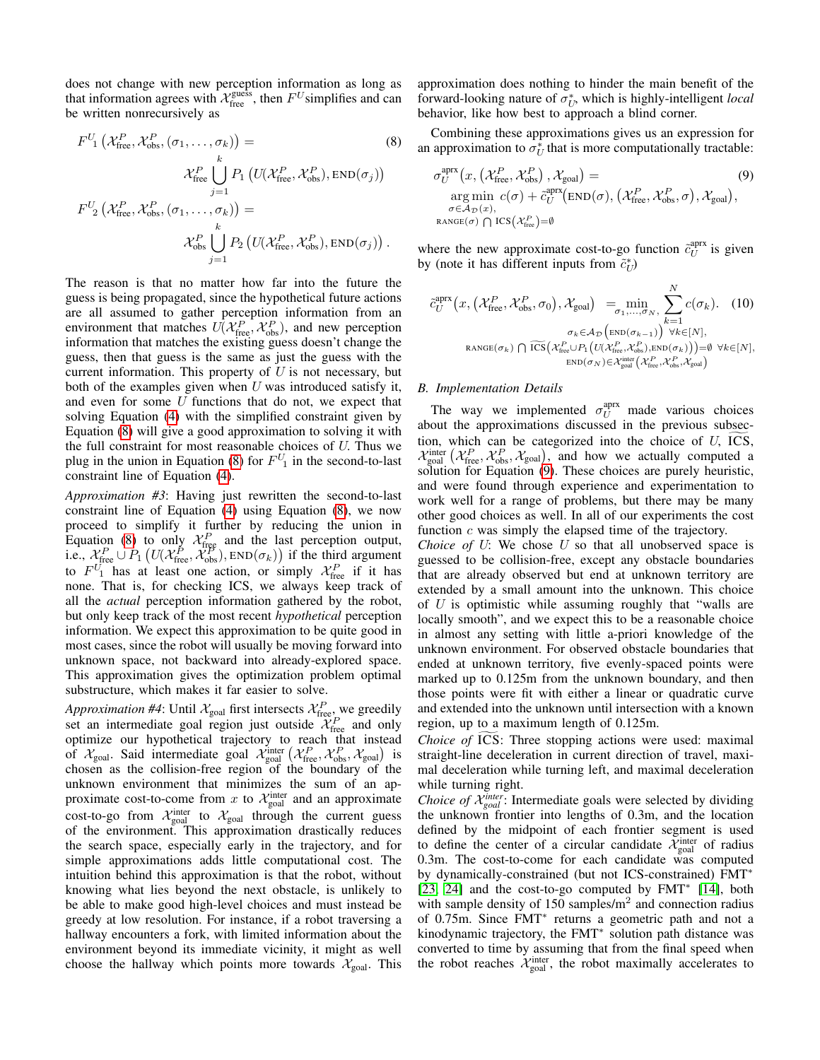does not change with new perception information as long as that information agrees with $\mathcal{X}_{\text{free}}^{\text{guess}}$, then $F^U$ simplifies and can be written nonrecursively as

$$
\begin{aligned}
F^U{}_1\left(\mathcal{X}_{\text{free}}^P, \mathcal{X}_{\text{obs}}^P, (\sigma_1, \ldots, \sigma_k)\right) = \qquad\qquad & \qquad (8)\\
\mathcal{X}_{\text{free}}^P \bigcup_{j=1}^{k} P_1\left(U(\mathcal{X}_{\text{free}}^P, \mathcal{X}_{\text{obs}}^P), \text{END}(\sigma_j)\right) &\\
F^U{}_2\left(\mathcal{X}_{\text{free}}^P, \mathcal{X}_{\text{obs}}^P, (\sigma_1, \ldots, \sigma_k)\right) = \qquad\qquad &\\
\mathcal{X}_{\text{obs}}^P \bigcup_{j=1}^{k} P_2\left(U(\mathcal{X}_{\text{free}}^P, \mathcal{X}_{\text{obs}}^P), \text{END}(\sigma_j)\right). &
\end{aligned}
$$

The reason is that no matter how far into the future the guess is being propagated, since the hypothetical future actions are all assumed to gather perception information from an environment that matches $U(\mathcal{X}_{\text{free}}^P, \mathcal{X}_{\text{obs}}^P)$, and new perception information that matches the existing guess doesn't change the guess, then that guess is the same as just the guess with the current information. This property of $U$ is not necessary, but both of the examples given when $U$ was introduced satisfy it, and even for some $U$ functions that do not, we expect that solving Equation (4) with the simplified constraint given by Equation (8) will give a good approximation to solving it with the full constraint for most reasonable choices of $U$. Thus we plug in the union in Equation (8) for $F^U{}_1$ in the second-to-last constraint line of Equation (4).

*Approximation #3*: Having just rewritten the second-to-last constraint line of Equation (4) using Equation (8), we now proceed to simplify it further by reducing the union in Equation (8) to only $\mathcal{X}_{\text{free}}^P$ and the last perception output, i.e., $\mathcal{X}_{\text{free}}^P \cup P_1\left(U(\mathcal{X}_{\text{free}}^P, \mathcal{X}_{\text{obs}}^P), \text{END}(\sigma_k)\right)$ if the third argument to $F^U{}_1$ has at least one action, or simply $\mathcal{X}_{\text{free}}^P$ if it has none. That is, for checking ICS, we always keep track of all the *actual* perception information gathered by the robot, but only keep track of the most recent *hypothetical* perception information. We expect this approximation to be quite good in most cases, since the robot will usually be moving forward into unknown space, not backward into already-explored space. This approximation gives the optimization problem optimal substructure, which makes it far easier to solve.

*Approximation #4*: Until $\mathcal{X}_{\text{goal}}$ first intersects $\mathcal{X}_{\text{free}}^P$, we greedily set an intermediate goal region just outside $\mathcal{X}_{\text{free}}^P$ and only optimize our hypothetical trajectory to reach that instead of $\mathcal{X}_{\text{goal}}$. Said intermediate goal $\mathcal{X}_{\text{goal}}^{\text{inter}}\left(\mathcal{X}_{\text{free}}^P, \mathcal{X}_{\text{obs}}^P, \mathcal{X}_{\text{goal}}\right)$ is chosen as the collision-free region of the boundary of the unknown environment that minimizes the sum of an approximate cost-to-come from $x$ to $\mathcal{X}_{\text{goal}}^{\text{inter}}$ and an approximate cost-to-go from $\mathcal{X}_{\text{goal}}^{\text{inter}}$ to $\mathcal{X}_{\text{goal}}$ through the current guess of the environment. This approximation drastically reduces the search space, especially early in the trajectory, and for simple approximations adds little computational cost. The intuition behind this approximation is that the robot, without knowing what lies beyond the next obstacle, is unlikely to be able to make good high-level choices and must instead be greedy at low resolution. For instance, if a robot traversing a hallway encounters a fork, with limited information about the environment beyond its immediate vicinity, it might as well choose the hallway which points more towards $\mathcal{X}_{\text{goal}}$. This approximation does nothing to hinder the main benefit of the forward-looking nature of $\sigma_U^*$, which is highly-intelligent *local* behavior, like how best to approach a blind corner.

Combining these approximations gives us an expression for an approximation to $\sigma_U^*$ that is more computationally tractable:

$$
\begin{aligned}
&\sigma_U^{\text{aprx}}\left(x, \left(\mathcal{X}_{\text{free}}^P, \mathcal{X}_{\text{obs}}^P\right), \mathcal{X}_{\text{goal}}\right) = \qquad\qquad (9)\\
&\underset{\substack{\sigma \in \mathcal{A}_{\mathcal{D}}(x),\\ \text{RANGE}(\sigma) \cap \text{ICS}\left(\mathcal{X}_{\text{free}}^P\right) = \emptyset}}{\arg\min}\ c(\sigma) + \tilde{c}_U^{\text{aprx}}\left(\text{END}(\sigma), \left(\mathcal{X}_{\text{free}}^P, \mathcal{X}_{\text{obs}}^P, \sigma\right), \mathcal{X}_{\text{goal}}\right),
\end{aligned}
$$

where the new approximate cost-to-go function $\tilde{c}_U^{\text{aprx}}$ is given by (note it has different inputs from $\tilde{c}_U^*$)

$$
\tilde{c}_U^{\text{aprx}}\left(x, \left(\mathcal{X}_{\text{free}}^P, \mathcal{X}_{\text{obs}}^P, \sigma_0\right), \mathcal{X}_{\text{goal}}\right) = \min_{\substack{\sigma_1, \ldots, \sigma_N,\\ \sigma_k \in \mathcal{A}_{\mathcal{D}}\left(\text{END}(\sigma_{k-1})\right)\ \forall k \in [N],\\ \text{RANGE}(\sigma_k) \cap \widetilde{\text{ICS}}\left(\mathcal{X}_{\text{free}}^P \cup P_1\left(U(\mathcal{X}_{\text{free}}^P, \mathcal{X}_{\text{obs}}^P), \text{END}(\sigma_k)\right)\right) = \emptyset\ \forall k \in [N],\\ \text{END}(\sigma_N) \in \mathcal{X}_{\text{goal}}^{\text{inter}}\left(\mathcal{X}_{\text{free}}^P, \mathcal{X}_{\text{obs}}^P, \mathcal{X}_{\text{goal}}\right)}} \sum_{k=1}^{N} c(\sigma_k). \quad (10)
$$

### B. Implementation Details

The way we implemented $\sigma_U^{\text{aprx}}$ made various choices about the approximations discussed in the previous subsection, which can be categorized into the choice of $U$, $\widetilde{\text{ICS}}$, $\mathcal{X}_{\text{goal}}^{\text{inter}}\left(\mathcal{X}_{\text{free}}^P, \mathcal{X}_{\text{obs}}^P, \mathcal{X}_{\text{goal}}\right)$, and how we actually computed a solution for Equation (9). These choices are purely heuristic, and were found through experience and experimentation to work well for a range of problems, but there may be many other good choices as well. In all of our experiments the cost function $c$ was simply the elapsed time of the trajectory.

*Choice of $U$*: We chose $U$ so that all unobserved space is guessed to be collision-free, except any obstacle boundaries that are already observed but end at unknown territory are extended by a small amount into the unknown. This choice of $U$ is optimistic while assuming roughly that "walls are locally smooth", and we expect this to be a reasonable choice in almost any setting with little a-priori knowledge of the unknown environment. For observed obstacle boundaries that ended at unknown territory, five evenly-spaced points were marked up to 0.125m from the unknown boundary, and then those points were fit with either a linear or quadratic curve and extended into the unknown until intersection with a known region, up to a maximum length of 0.125m.

*Choice of $\widetilde{\text{ICS}}$*: Three stopping actions were used: maximal straight-line deceleration in current direction of travel, maximal deceleration while turning left, and maximal deceleration while turning right.

*Choice of $\mathcal{X}_{goal}^{inter}$*: Intermediate goals were selected by dividing the unknown frontier into lengths of 0.3m, and the location defined by the midpoint of each frontier segment is used to define the center of a circular candidate $\mathcal{X}_{\text{goal}}^{\text{inter}}$ of radius 0.3m. The cost-to-come for each candidate was computed by dynamically-constrained (but not ICS-constrained) FMT* [23, 24] and the cost-to-go computed by FMT* [14], both with sample density of 150 samples/m$^2$ and connection radius of 0.75m. Since FMT* returns a geometric path and not a kinodynamic trajectory, the FMT* solution path distance was converted to time by assuming that from the final speed when the robot reaches $\mathcal{X}_{\text{goal}}^{\text{inter}}$, the robot maximally accelerates to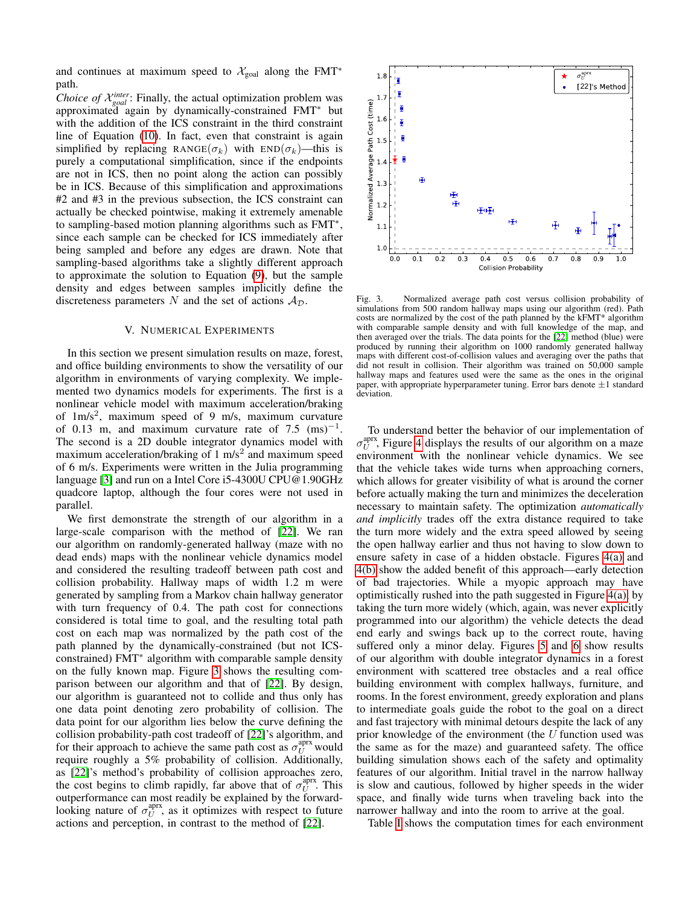and continues at maximum speed to $\mathcal{X}_{\text{goal}}$ along the FMT* path.

*Choice of* $\mathcal{X}_{goal}^{inter}$: Finally, the actual optimization problem was approximated again by dynamically-constrained FMT* but with the addition of the ICS constraint in the third constraint line of Equation (10). In fact, even that constraint is again simplified by replacing $\text{RANGE}(\sigma_k)$ with $\text{END}(\sigma_k)$—this is purely a computational simplification, since if the endpoints are not in ICS, then no point along the action can possibly be in ICS. Because of this simplification and approximations #2 and #3 in the previous subsection, the ICS constraint can actually be checked pointwise, making it extremely amenable to sampling-based motion planning algorithms such as FMT*, since each sample can be checked for ICS immediately after being sampled and before any edges are drawn. Note that sampling-based algorithms take a slightly different approach to approximate the solution to Equation (9), but the sample density and edges between samples implicitly define the discreteness parameters $N$ and the set of actions $\mathcal{A}_{\mathcal{D}}$.

## V. Numerical Experiments

In this section we present simulation results on maze, forest, and office building environments to show the versatility of our algorithm in environments of varying complexity. We implemented two dynamics models for experiments. The first is a nonlinear vehicle model with maximum acceleration/braking of 1m/s$^2$, maximum speed of 9 m/s, maximum curvature of 0.13 m, and maximum curvature rate of 7.5 (ms)$^{-1}$. The second is a 2D double integrator dynamics model with maximum acceleration/braking of 1 m/s$^2$ and maximum speed of 6 m/s. Experiments were written in the Julia programming language [3] and run on a Intel Core i5-4300U CPU@1.90GHz quadcore laptop, although the four cores were not used in parallel.

We first demonstrate the strength of our algorithm in a large-scale comparison with the method of [22]. We ran our algorithm on randomly-generated hallway (maze with no dead ends) maps with the nonlinear vehicle dynamics model and considered the resulting tradeoff between path cost and collision probability. Hallway maps of width 1.2 m were generated by sampling from a Markov chain hallway generator with turn frequency of 0.4. The path cost for connections considered is total time to goal, and the resulting total path cost on each map was normalized by the path cost of the path planned by the dynamically-constrained (but not ICS-constrained) FMT* algorithm with comparable sample density on the fully known map. Figure 3 shows the resulting comparison between our algorithm and that of [22]. By design, our algorithm is guaranteed not to collide and thus only has one data point denoting zero probability of collision. The data point for our algorithm lies below the curve defining the collision probability-path cost tradeoff of [22]'s algorithm, and for their approach to achieve the same path cost as $\sigma_U^{\text{aprx}}$ would require roughly a 5% probability of collision. Additionally, as [22]'s method's probability of collision approaches zero, the cost begins to climb rapidly, far above that of $\sigma_U^{\text{aprx}}$. This outperformance can most readily be explained by the forward-looking nature of $\sigma_U^{\text{aprx}}$, as it optimizes with respect to future actions and perception, in contrast to the method of [22].

Fig. 3. Normalized average path cost versus collision probability of simulations from 500 random hallway maps using our algorithm (red). Path costs are normalized by the cost of the path planned by the kFMT* algorithm with comparable sample density and with full knowledge of the map, and then averaged over the trials. The data points for the [22] method (blue) were produced by running their algorithm on 1000 randomly generated hallway maps with different cost-of-collision values and averaging over the paths that did not result in collision. Their algorithm was trained on 50,000 sample hallway maps and features used were the same as the ones in the original paper, with appropriate hyperparameter tuning. Error bars denote $\pm 1$ standard deviation.

To understand better the behavior of our implementation of $\sigma_U^{\text{aprx}}$, Figure 4 displays the results of our algorithm on a maze environment with the nonlinear vehicle dynamics. We see that the vehicle takes wide turns when approaching corners, which allows for greater visibility of what is around the corner before actually making the turn and minimizes the deceleration necessary to maintain safety. The optimization *automatically and implicitly* trades off the extra distance required to take the turn more widely and the extra speed allowed by seeing the open hallway earlier and thus not having to slow down to ensure safety in case of a hidden obstacle. Figures 4(a) and 4(b) show the added benefit of this approach—early detection of bad trajectories. While a myopic approach may have optimistically rushed into the path suggested in Figure 4(a), by taking the turn more widely (which, again, was never explicitly programmed into our algorithm) the vehicle detects the dead end early and swings back up to the correct route, having suffered only a minor delay. Figures 5 and 6 show results of our algorithm with double integrator dynamics in a forest environment with scattered tree obstacles and a real office building environment with complex hallways, furniture, and rooms. In the forest environment, greedy exploration and plans to intermediate goals guide the robot to the goal on a direct and fast trajectory with minimal detours despite the lack of any prior knowledge of the environment (the $U$ function used was the same as for the maze) and guaranteed safety. The office building simulation shows each of the safety and optimality features of our algorithm. Initial travel in the narrow hallway is slow and cautious, followed by higher speeds in the wider space, and finally wide turns when traveling back into the narrower hallway and into the room to arrive at the goal.

Table I shows the computation times for each environment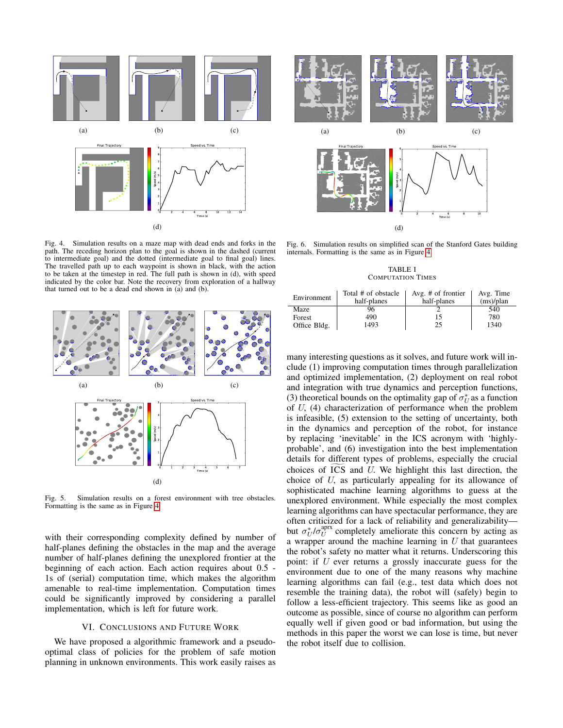Fig. 4. Simulation results on a maze map with dead ends and forks in the path. The receding horizon plan to the goal is shown in the dashed (current to intermediate goal) and the dotted (intermediate goal to final goal) lines. The travelled path up to each waypoint is shown in black, with the action to be taken at the timestep in red. The full path is shown in (d), with speed indicated by the color bar. Note the recovery from exploration of a hallway that turned out to be a dead end shown in (a) and (b).

Fig. 5. Simulation results on a forest environment with tree obstacles. Formatting is the same as in Figure 4.

with their corresponding complexity defined by number of half-planes defining the obstacles in the map and the average number of half-planes defining the unexplored frontier at the beginning of each action. Each action requires about 0.5 - 1s of (serial) computation time, which makes the algorithm amenable to real-time implementation. Computation times could be significantly improved by considering a parallel implementation, which is left for future work.

## VI. Conclusions and Future Work

We have proposed a algorithmic framework and a pseudo-optimal class of policies for the problem of safe motion planning in unknown environments. This work easily raises as many interesting questions as it solves, and future work will include (1) improving computation times through parallelization and optimized implementation, (2) deployment on real robot and integration with true dynamics and perception functions, (3) theoretical bounds on the optimality gap of $\sigma^*_U$ as a function of $U$, (4) characterization of performance when the problem is infeasible, (5) extension to the setting of uncertainty, both in the dynamics and perception of the robot, for instance by replacing 'inevitable' in the ICS acronym with 'highly-probable', and (6) investigation into the best implementation details for different types of problems, especially the crucial choices of $\widetilde{\text{ICS}}$ and $U$. We highlight this last direction, the choice of $U$, as particularly appealing for its allowance of sophisticated machine learning algorithms to guess at the unexplored environment. While especially the most complex learning algorithms can have spectacular performance, they are often criticized for a lack of reliability and generalizability—but $\sigma^*_U/\sigma^{\text{aprx}}_U$ completely ameliorate this concern by acting as a wrapper around the machine learning in $U$ that guarantees the robot's safety no matter what it returns. Underscoring this point: if $U$ ever returns a grossly inaccurate guess for the environment due to one of the many reasons why machine learning algorithms can fail (e.g., test data which does not resemble the training data), the robot will (safely) begin to follow a less-efficient trajectory. This seems like as good an outcome as possible, since of course no algorithm can perform equally well if given good or bad information, but using the methods in this paper the worst we can lose is time, but never the robot itself due to collision.

Fig. 6. Simulation results on simplified scan of the Stanford Gates building internals. Formatting is the same as in Figure 4.

TABLE I
Computation Times

| Environment | Total # of obstacle half-planes | Avg. # of frontier half-planes | Avg. Time (ms)/plan |
|---|---|---|---|
| Maze | 96 | 2 | 540 |
| Forest | 490 | 15 | 780 |
| Office Bldg. | 1493 | 25 | 1340 |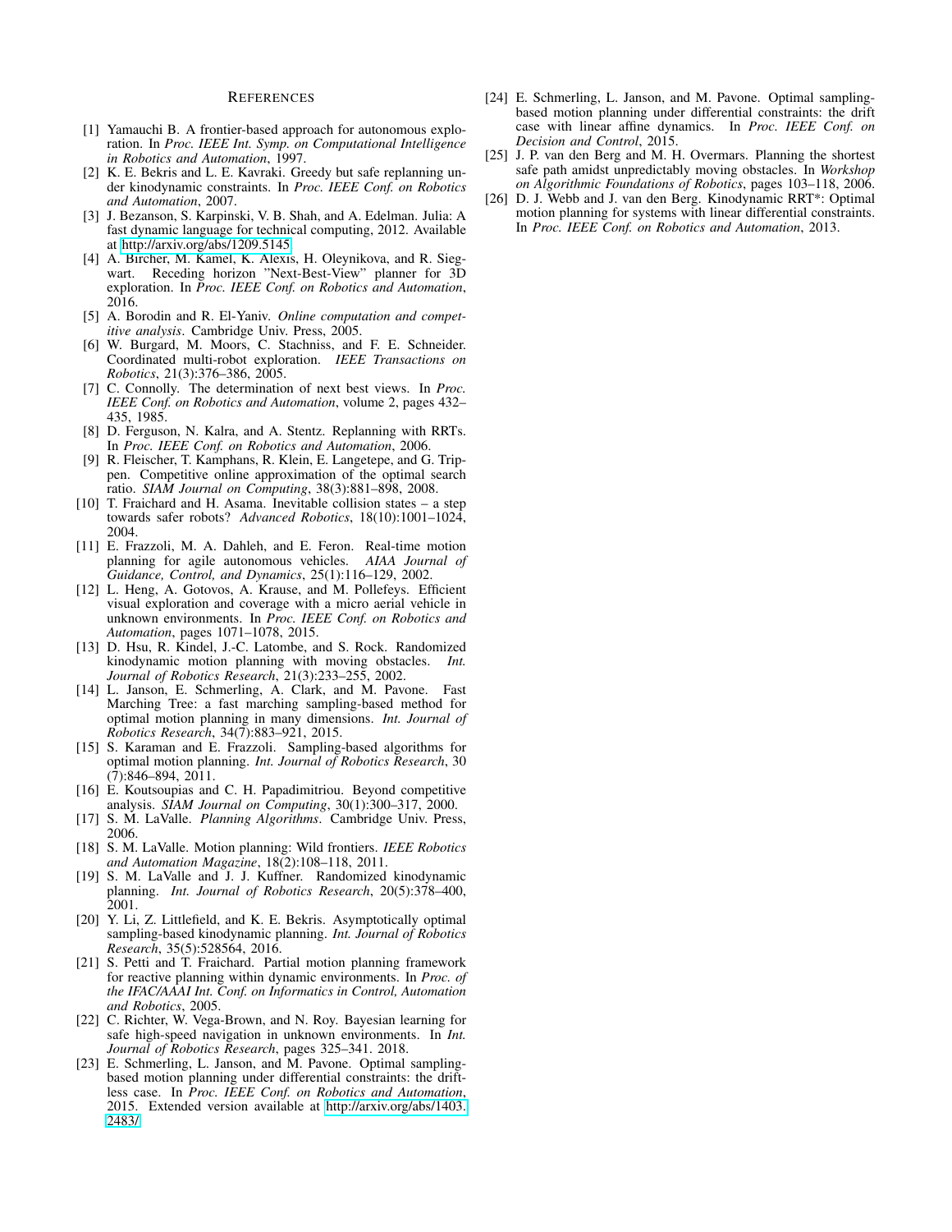## REFERENCES

[1] Yamauchi B. A frontier-based approach for autonomous exploration. In *Proc. IEEE Int. Symp. on Computational Intelligence in Robotics and Automation*, 1997.

[2] K. E. Bekris and L. E. Kavraki. Greedy but safe replanning under kinodynamic constraints. In *Proc. IEEE Conf. on Robotics and Automation*, 2007.

[3] J. Bezanson, S. Karpinski, V. B. Shah, and A. Edelman. Julia: A fast dynamic language for technical computing, 2012. Available at http://arxiv.org/abs/1209.5145.

[4] A. Bircher, M. Kamel, K. Alexis, H. Oleynikova, and R. Siegwart. Receding horizon "Next-Best-View" planner for 3D exploration. In *Proc. IEEE Conf. on Robotics and Automation*, 2016.

[5] A. Borodin and R. El-Yaniv. *Online computation and competitive analysis*. Cambridge Univ. Press, 2005.

[6] W. Burgard, M. Moors, C. Stachniss, and F. E. Schneider. Coordinated multi-robot exploration. *IEEE Transactions on Robotics*, 21(3):376–386, 2005.

[7] C. Connolly. The determination of next best views. In *Proc. IEEE Conf. on Robotics and Automation*, volume 2, pages 432–435, 1985.

[8] D. Ferguson, N. Kalra, and A. Stentz. Replanning with RRTs. In *Proc. IEEE Conf. on Robotics and Automation*, 2006.

[9] R. Fleischer, T. Kamphans, R. Klein, E. Langetepe, and G. Trippen. Competitive online approximation of the optimal search ratio. *SIAM Journal on Computing*, 38(3):881–898, 2008.

[10] T. Fraichard and H. Asama. Inevitable collision states – a step towards safer robots? *Advanced Robotics*, 18(10):1001–1024, 2004.

[11] E. Frazzoli, M. A. Dahleh, and E. Feron. Real-time motion planning for agile autonomous vehicles. *AIAA Journal of Guidance, Control, and Dynamics*, 25(1):116–129, 2002.

[12] L. Heng, A. Gotovos, A. Krause, and M. Pollefeys. Efficient visual exploration and coverage with a micro aerial vehicle in unknown environments. In *Proc. IEEE Conf. on Robotics and Automation*, pages 1071–1078, 2015.

[13] D. Hsu, R. Kindel, J.-C. Latombe, and S. Rock. Randomized kinodynamic motion planning with moving obstacles. *Int. Journal of Robotics Research*, 21(3):233–255, 2002.

[14] L. Janson, E. Schmerling, A. Clark, and M. Pavone. Fast Marching Tree: a fast marching sampling-based method for optimal motion planning in many dimensions. *Int. Journal of Robotics Research*, 34(7):883–921, 2015.

[15] S. Karaman and E. Frazzoli. Sampling-based algorithms for optimal motion planning. *Int. Journal of Robotics Research*, 30 (7):846–894, 2011.

[16] E. Koutsoupias and C. H. Papadimitriou. Beyond competitive analysis. *SIAM Journal on Computing*, 30(1):300–317, 2000.

[17] S. M. LaValle. *Planning Algorithms*. Cambridge Univ. Press, 2006.

[18] S. M. LaValle. Motion planning: Wild frontiers. *IEEE Robotics and Automation Magazine*, 18(2):108–118, 2011.

[19] S. M. LaValle and J. J. Kuffner. Randomized kinodynamic planning. *Int. Journal of Robotics Research*, 20(5):378–400, 2001.

[20] Y. Li, Z. Littlefield, and K. E. Bekris. Asymptotically optimal sampling-based kinodynamic planning. *Int. Journal of Robotics Research*, 35(5):528564, 2016.

[21] S. Petti and T. Fraichard. Partial motion planning framework for reactive planning within dynamic environments. In *Proc. of the IFAC/AAAI Int. Conf. on Informatics in Control, Automation and Robotics*, 2005.

[22] C. Richter, W. Vega-Brown, and N. Roy. Bayesian learning for safe high-speed navigation in unknown environments. In *Int. Journal of Robotics Research*, pages 325–341. 2018.

[23] E. Schmerling, L. Janson, and M. Pavone. Optimal sampling-based motion planning under differential constraints: the driftless case. In *Proc. IEEE Conf. on Robotics and Automation*, 2015. Extended version available at http://arxiv.org/abs/1403.2483/.

[24] E. Schmerling, L. Janson, and M. Pavone. Optimal sampling-based motion planning under differential constraints: the drift case with linear affine dynamics. In *Proc. IEEE Conf. on Decision and Control*, 2015.

[25] J. P. van den Berg and M. H. Overmars. Planning the shortest safe path amidst unpredictably moving obstacles. In *Workshop on Algorithmic Foundations of Robotics*, pages 103–118, 2006.

[26] D. J. Webb and J. van den Berg. Kinodynamic RRT*: Optimal motion planning for systems with linear differential constraints. In *Proc. IEEE Conf. on Robotics and Automation*, 2013.